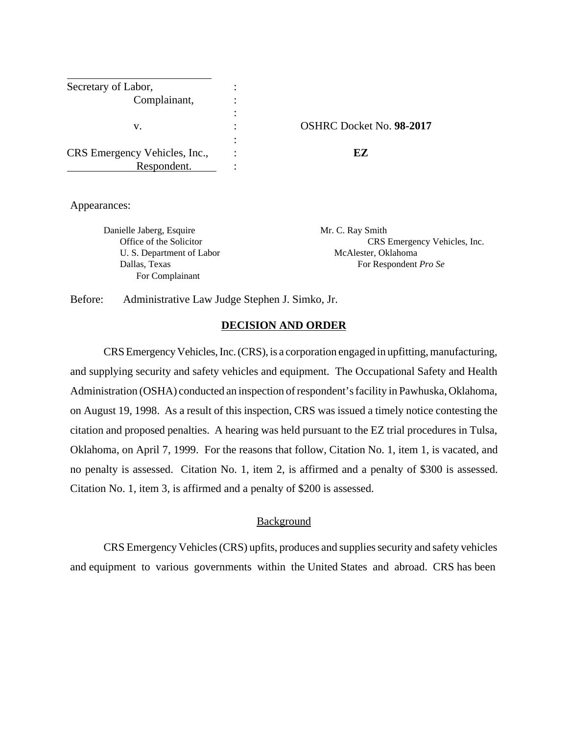| | | |
|---|---|---|
| Secretary of Labor, | : | |
| Complainant, | : | |
| | : | |
| v. | : | OSHRC Docket No. **98-2017** |
| | : | |
| CRS Emergency Vehicles, Inc., | : | **EZ** |
| Respondent. | : | |

Appearances:

Danielle Jaberg, Esquire
Office of the Solicitor
U. S. Department of Labor
Dallas, Texas
For Complainant

Mr. C. Ray Smith
CRS Emergency Vehicles, Inc.
McAlester, Oklahoma
For Respondent *Pro Se*

Before: Administrative Law Judge Stephen J. Simko, Jr.

## DECISION AND ORDER

CRS Emergency Vehicles, Inc. (CRS), is a corporation engaged in upfitting, manufacturing, and supplying security and safety vehicles and equipment. The Occupational Safety and Health Administration (OSHA) conducted an inspection of respondent's facility in Pawhuska, Oklahoma, on August 19, 1998. As a result of this inspection, CRS was issued a timely notice contesting the citation and proposed penalties. A hearing was held pursuant to the EZ trial procedures in Tulsa, Oklahoma, on April 7, 1999. For the reasons that follow, Citation No. 1, item 1, is vacated, and no penalty is assessed. Citation No. 1, item 2, is affirmed and a penalty of $300 is assessed. Citation No. 1, item 3, is affirmed and a penalty of $200 is assessed.

### Background

CRS Emergency Vehicles (CRS) upfits, produces and supplies security and safety vehicles and equipment to various governments within the United States and abroad. CRS has been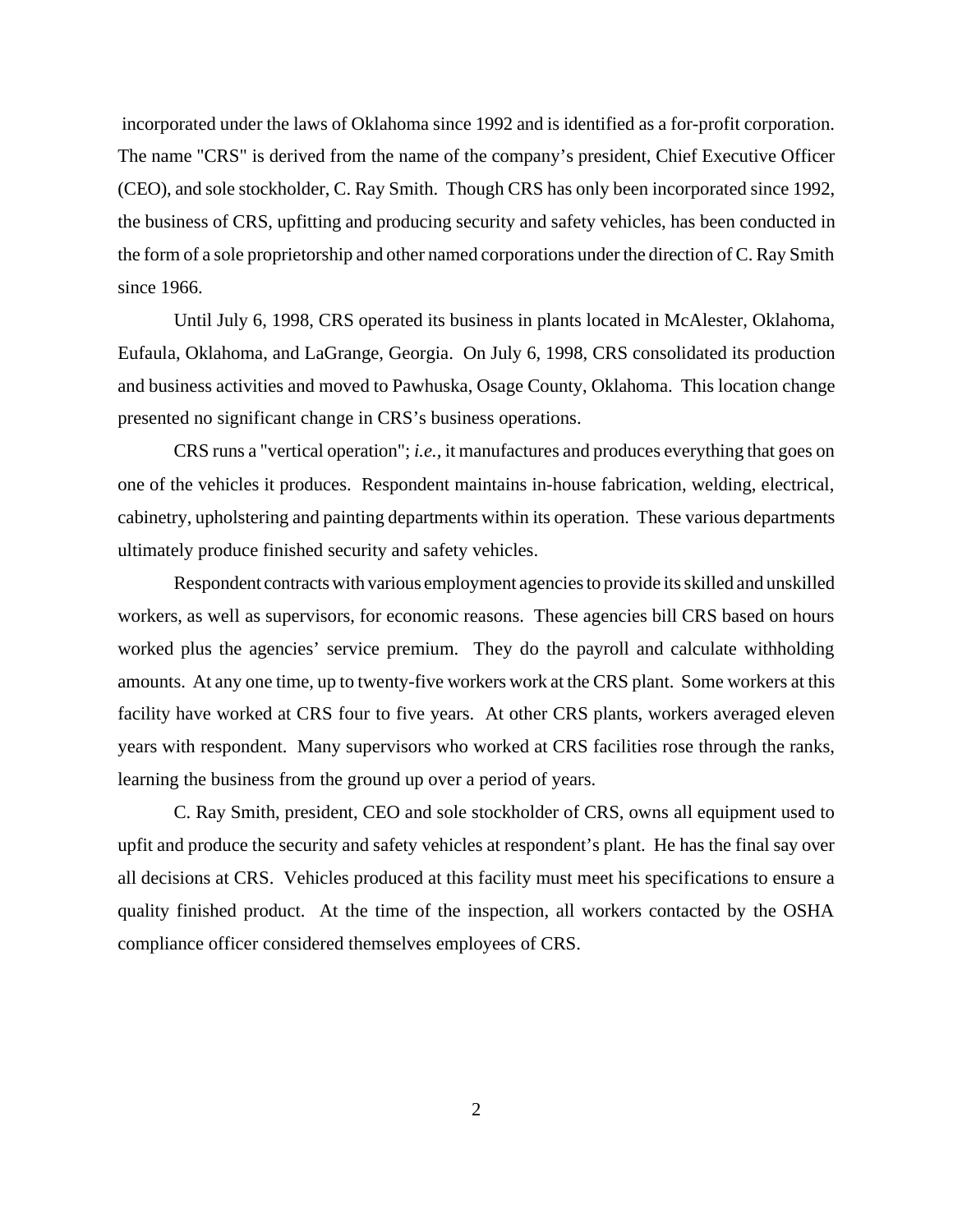incorporated under the laws of Oklahoma since 1992 and is identified as a for-profit corporation. The name "CRS" is derived from the name of the company's president, Chief Executive Officer (CEO), and sole stockholder, C. Ray Smith. Though CRS has only been incorporated since 1992, the business of CRS, upfitting and producing security and safety vehicles, has been conducted in the form of a sole proprietorship and other named corporations under the direction of C. Ray Smith since 1966.

Until July 6, 1998, CRS operated its business in plants located in McAlester, Oklahoma, Eufaula, Oklahoma, and LaGrange, Georgia. On July 6, 1998, CRS consolidated its production and business activities and moved to Pawhuska, Osage County, Oklahoma. This location change presented no significant change in CRS's business operations.

CRS runs a "vertical operation"; *i.e.*, it manufactures and produces everything that goes on one of the vehicles it produces. Respondent maintains in-house fabrication, welding, electrical, cabinetry, upholstering and painting departments within its operation. These various departments ultimately produce finished security and safety vehicles.

Respondent contracts with various employment agencies to provide its skilled and unskilled workers, as well as supervisors, for economic reasons. These agencies bill CRS based on hours worked plus the agencies' service premium. They do the payroll and calculate withholding amounts. At any one time, up to twenty-five workers work at the CRS plant. Some workers at this facility have worked at CRS four to five years. At other CRS plants, workers averaged eleven years with respondent. Many supervisors who worked at CRS facilities rose through the ranks, learning the business from the ground up over a period of years.

C. Ray Smith, president, CEO and sole stockholder of CRS, owns all equipment used to upfit and produce the security and safety vehicles at respondent's plant. He has the final say over all decisions at CRS. Vehicles produced at this facility must meet his specifications to ensure a quality finished product. At the time of the inspection, all workers contacted by the OSHA compliance officer considered themselves employees of CRS.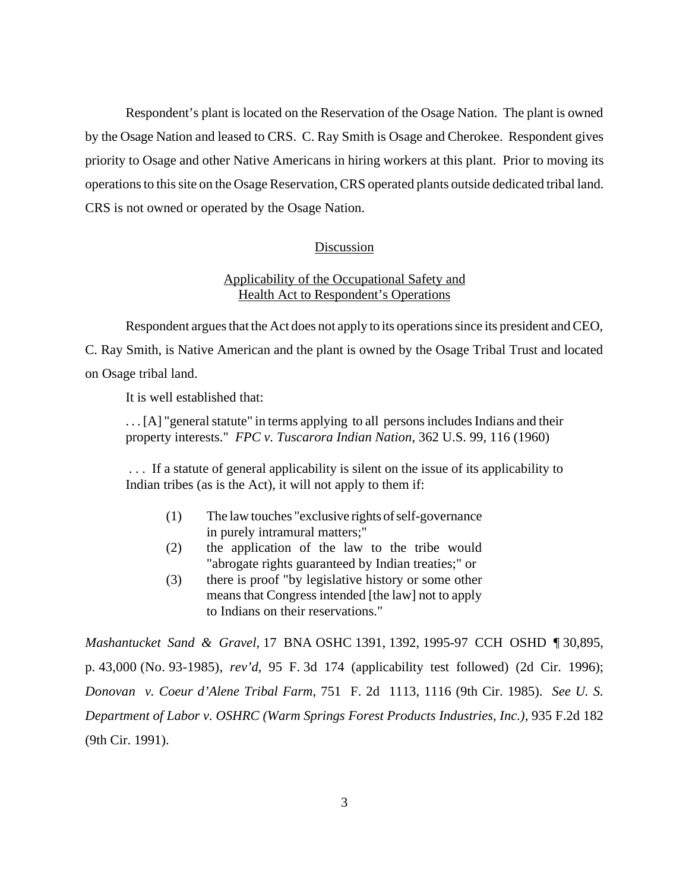Respondent's plant is located on the Reservation of the Osage Nation. The plant is owned by the Osage Nation and leased to CRS. C. Ray Smith is Osage and Cherokee. Respondent gives priority to Osage and other Native Americans in hiring workers at this plant. Prior to moving its operations to this site on the Osage Reservation, CRS operated plants outside dedicated tribal land. CRS is not owned or operated by the Osage Nation.

## Discussion

### Applicability of the Occupational Safety and Health Act to Respondent's Operations

Respondent argues that the Act does not apply to its operations since its president and CEO, C. Ray Smith, is Native American and the plant is owned by the Osage Tribal Trust and located on Osage tribal land.

It is well established that:

> . . . [A] "general statute" in terms applying to all persons includes Indians and their property interests." *FPC v. Tuscarora Indian Nation*, 362 U.S. 99, 116 (1960)
>
> . . . If a statute of general applicability is silent on the issue of its applicability to Indian tribes (as is the Act), it will not apply to them if:
>
> (1) The law touches "exclusive rights of self-governance in purely intramural matters;"
> (2) the application of the law to the tribe would "abrogate rights guaranteed by Indian treaties;" or
> (3) there is proof "by legislative history or some other means that Congress intended [the law] not to apply to Indians on their reservations."

*Mashantucket Sand & Gravel*, 17 BNA OSHC 1391, 1392, 1995-97 CCH OSHD ¶ 30,895, p. 43,000 (No. 93-1985), *rev'd*, 95 F. 3d 174 (applicability test followed) (2d Cir. 1996); *Donovan v. Coeur d'Alene Tribal Farm*, 751 F. 2d 1113, 1116 (9th Cir. 1985). *See U. S. Department of Labor v. OSHRC (Warm Springs Forest Products Industries, Inc.),* 935 F.2d 182 (9th Cir. 1991).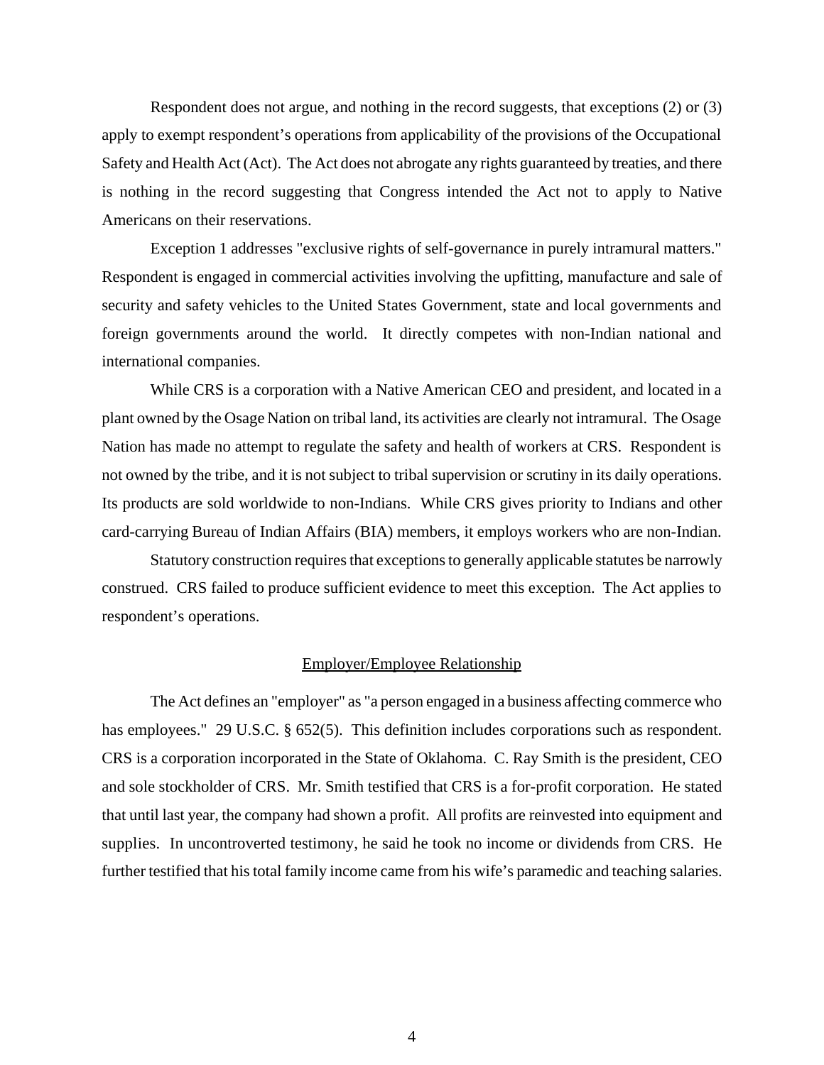Respondent does not argue, and nothing in the record suggests, that exceptions (2) or (3) apply to exempt respondent's operations from applicability of the provisions of the Occupational Safety and Health Act (Act). The Act does not abrogate any rights guaranteed by treaties, and there is nothing in the record suggesting that Congress intended the Act not to apply to Native Americans on their reservations.

Exception 1 addresses "exclusive rights of self-governance in purely intramural matters." Respondent is engaged in commercial activities involving the upfitting, manufacture and sale of security and safety vehicles to the United States Government, state and local governments and foreign governments around the world. It directly competes with non-Indian national and international companies.

While CRS is a corporation with a Native American CEO and president, and located in a plant owned by the Osage Nation on tribal land, its activities are clearly not intramural. The Osage Nation has made no attempt to regulate the safety and health of workers at CRS. Respondent is not owned by the tribe, and it is not subject to tribal supervision or scrutiny in its daily operations. Its products are sold worldwide to non-Indians. While CRS gives priority to Indians and other card-carrying Bureau of Indian Affairs (BIA) members, it employs workers who are non-Indian.

Statutory construction requires that exceptions to generally applicable statutes be narrowly construed. CRS failed to produce sufficient evidence to meet this exception. The Act applies to respondent's operations.

## Employer/Employee Relationship

The Act defines an "employer" as "a person engaged in a business affecting commerce who has employees." 29 U.S.C. § 652(5). This definition includes corporations such as respondent. CRS is a corporation incorporated in the State of Oklahoma. C. Ray Smith is the president, CEO and sole stockholder of CRS. Mr. Smith testified that CRS is a for-profit corporation. He stated that until last year, the company had shown a profit. All profits are reinvested into equipment and supplies. In uncontroverted testimony, he said he took no income or dividends from CRS. He further testified that his total family income came from his wife's paramedic and teaching salaries.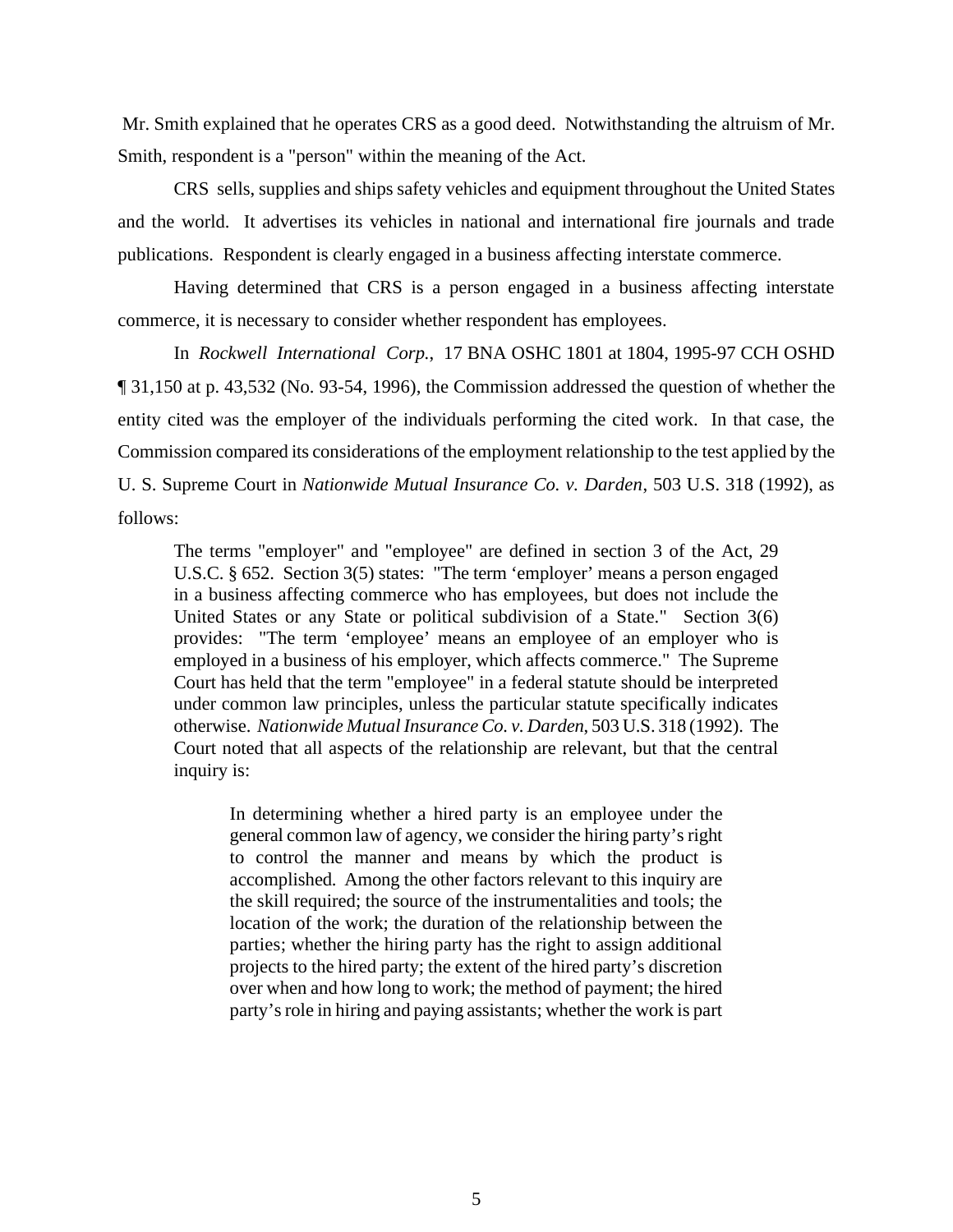Mr. Smith explained that he operates CRS as a good deed. Notwithstanding the altruism of Mr. Smith, respondent is a "person" within the meaning of the Act.

CRS sells, supplies and ships safety vehicles and equipment throughout the United States and the world. It advertises its vehicles in national and international fire journals and trade publications. Respondent is clearly engaged in a business affecting interstate commerce.

Having determined that CRS is a person engaged in a business affecting interstate commerce, it is necessary to consider whether respondent has employees.

In *Rockwell International Corp.*, 17 BNA OSHC 1801 at 1804, 1995-97 CCH OSHD ¶ 31,150 at p. 43,532 (No. 93-54, 1996), the Commission addressed the question of whether the entity cited was the employer of the individuals performing the cited work. In that case, the Commission compared its considerations of the employment relationship to the test applied by the U. S. Supreme Court in *Nationwide Mutual Insurance Co. v. Darden*, 503 U.S. 318 (1992), as follows:

> The terms "employer" and "employee" are defined in section 3 of the Act, 29 U.S.C. § 652. Section 3(5) states: "The term 'employer' means a person engaged in a business affecting commerce who has employees, but does not include the United States or any State or political subdivision of a State." Section 3(6) provides: "The term 'employee' means an employee of an employer who is employed in a business of his employer, which affects commerce." The Supreme Court has held that the term "employee" in a federal statute should be interpreted under common law principles, unless the particular statute specifically indicates otherwise. *Nationwide Mutual Insurance Co. v. Darden*, 503 U.S. 318 (1992). The Court noted that all aspects of the relationship are relevant, but that the central inquiry is:
>
> > In determining whether a hired party is an employee under the general common law of agency, we consider the hiring party's right to control the manner and means by which the product is accomplished. Among the other factors relevant to this inquiry are the skill required; the source of the instrumentalities and tools; the location of the work; the duration of the relationship between the parties; whether the hiring party has the right to assign additional projects to the hired party; the extent of the hired party's discretion over when and how long to work; the method of payment; the hired party's role in hiring and paying assistants; whether the work is part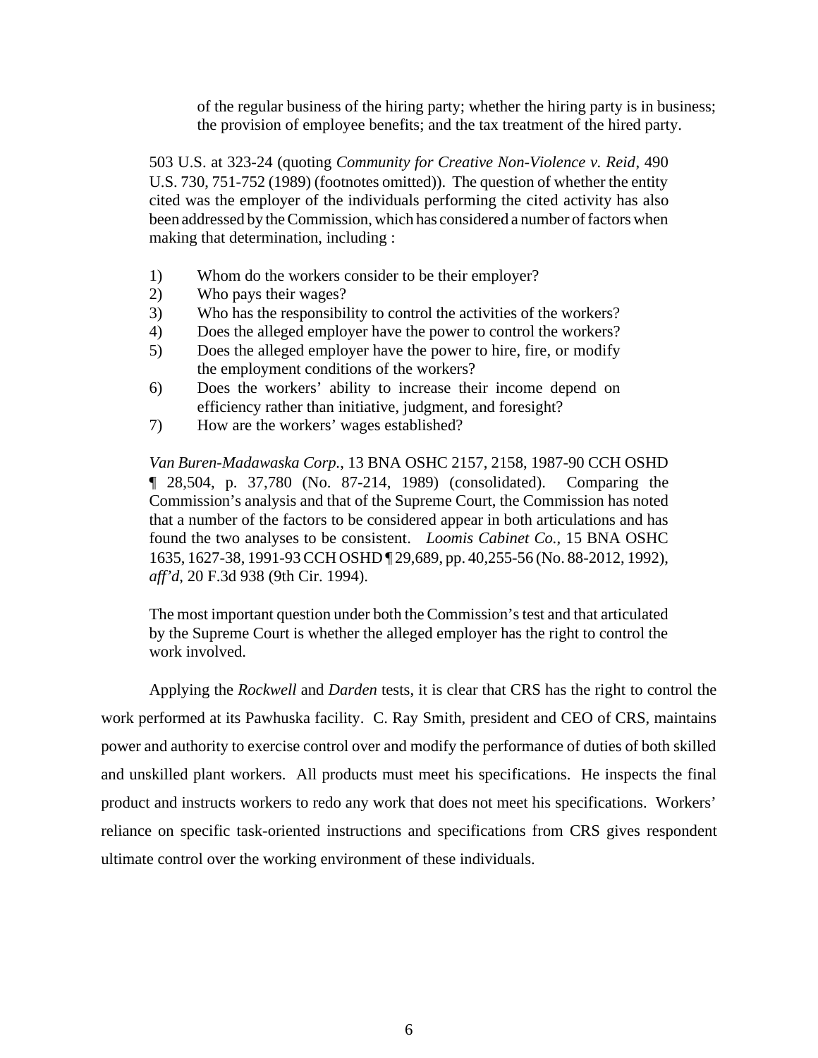> of the regular business of the hiring party; whether the hiring party is in business; the provision of employee benefits; and the tax treatment of the hired party.

> 503 U.S. at 323-24 (quoting *Community for Creative Non-Violence v. Reid*, 490 U.S. 730, 751-752 (1989) (footnotes omitted)). The question of whether the entity cited was the employer of the individuals performing the cited activity has also been addressed by the Commission, which has considered a number of factors when making that determination, including :
>
> 1) Whom do the workers consider to be their employer?
> 2) Who pays their wages?
> 3) Who has the responsibility to control the activities of the workers?
> 4) Does the alleged employer have the power to control the workers?
> 5) Does the alleged employer have the power to hire, fire, or modify the employment conditions of the workers?
> 6) Does the workers' ability to increase their income depend on efficiency rather than initiative, judgment, and foresight?
> 7) How are the workers' wages established?
>
> *Van Buren-Madawaska Corp.*, 13 BNA OSHC 2157, 2158, 1987-90 CCH OSHD ¶ 28,504, p. 37,780 (No. 87-214, 1989) (consolidated). Comparing the Commission's analysis and that of the Supreme Court, the Commission has noted that a number of the factors to be considered appear in both articulations and has found the two analyses to be consistent. *Loomis Cabinet Co.*, 15 BNA OSHC 1635, 1627-38, 1991-93 CCH OSHD ¶ 29,689, pp. 40,255-56 (No. 88-2012, 1992), *aff'd*, 20 F.3d 938 (9th Cir. 1994).
>
> The most important question under both the Commission's test and that articulated by the Supreme Court is whether the alleged employer has the right to control the work involved.

Applying the *Rockwell* and *Darden* tests, it is clear that CRS has the right to control the work performed at its Pawhuska facility. C. Ray Smith, president and CEO of CRS, maintains power and authority to exercise control over and modify the performance of duties of both skilled and unskilled plant workers. All products must meet his specifications. He inspects the final product and instructs workers to redo any work that does not meet his specifications. Workers' reliance on specific task-oriented instructions and specifications from CRS gives respondent ultimate control over the working environment of these individuals.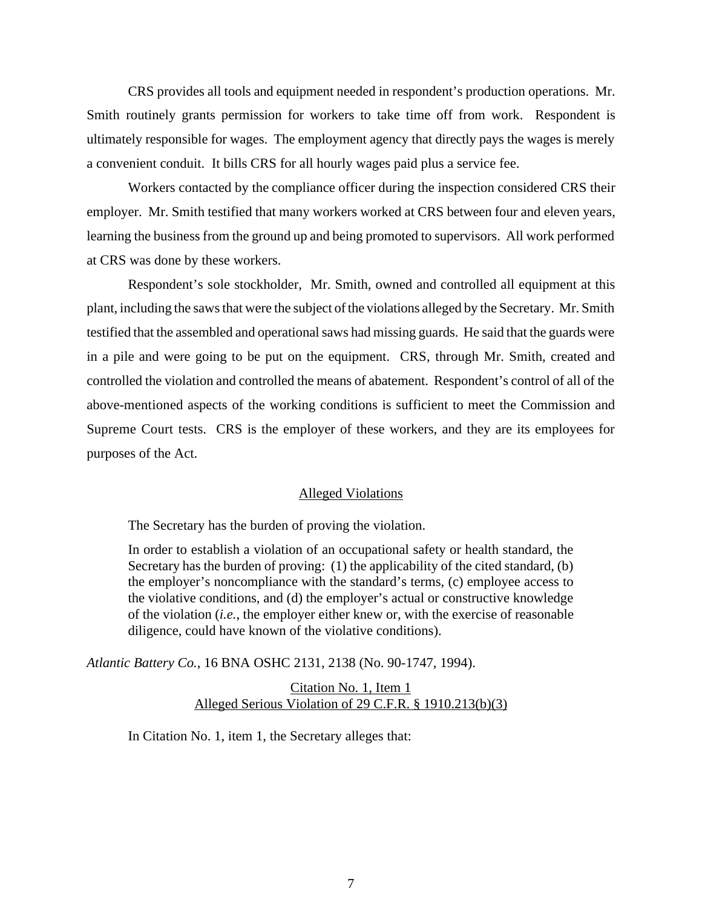CRS provides all tools and equipment needed in respondent's production operations. Mr. Smith routinely grants permission for workers to take time off from work. Respondent is ultimately responsible for wages. The employment agency that directly pays the wages is merely a convenient conduit. It bills CRS for all hourly wages paid plus a service fee.

Workers contacted by the compliance officer during the inspection considered CRS their employer. Mr. Smith testified that many workers worked at CRS between four and eleven years, learning the business from the ground up and being promoted to supervisors. All work performed at CRS was done by these workers.

Respondent's sole stockholder, Mr. Smith, owned and controlled all equipment at this plant, including the saws that were the subject of the violations alleged by the Secretary. Mr. Smith testified that the assembled and operational saws had missing guards. He said that the guards were in a pile and were going to be put on the equipment. CRS, through Mr. Smith, created and controlled the violation and controlled the means of abatement. Respondent's control of all of the above-mentioned aspects of the working conditions is sufficient to meet the Commission and Supreme Court tests. CRS is the employer of these workers, and they are its employees for purposes of the Act.

## Alleged Violations

The Secretary has the burden of proving the violation.

> In order to establish a violation of an occupational safety or health standard, the Secretary has the burden of proving: (1) the applicability of the cited standard, (b) the employer's noncompliance with the standard's terms, (c) employee access to the violative conditions, and (d) the employer's actual or constructive knowledge of the violation (*i.e.*, the employer either knew or, with the exercise of reasonable diligence, could have known of the violative conditions).

*Atlantic Battery Co.*, 16 BNA OSHC 2131, 2138 (No. 90-1747, 1994).

### Citation No. 1, Item 1
### Alleged Serious Violation of 29 C.F.R. § 1910.213(b)(3)

In Citation No. 1, item 1, the Secretary alleges that: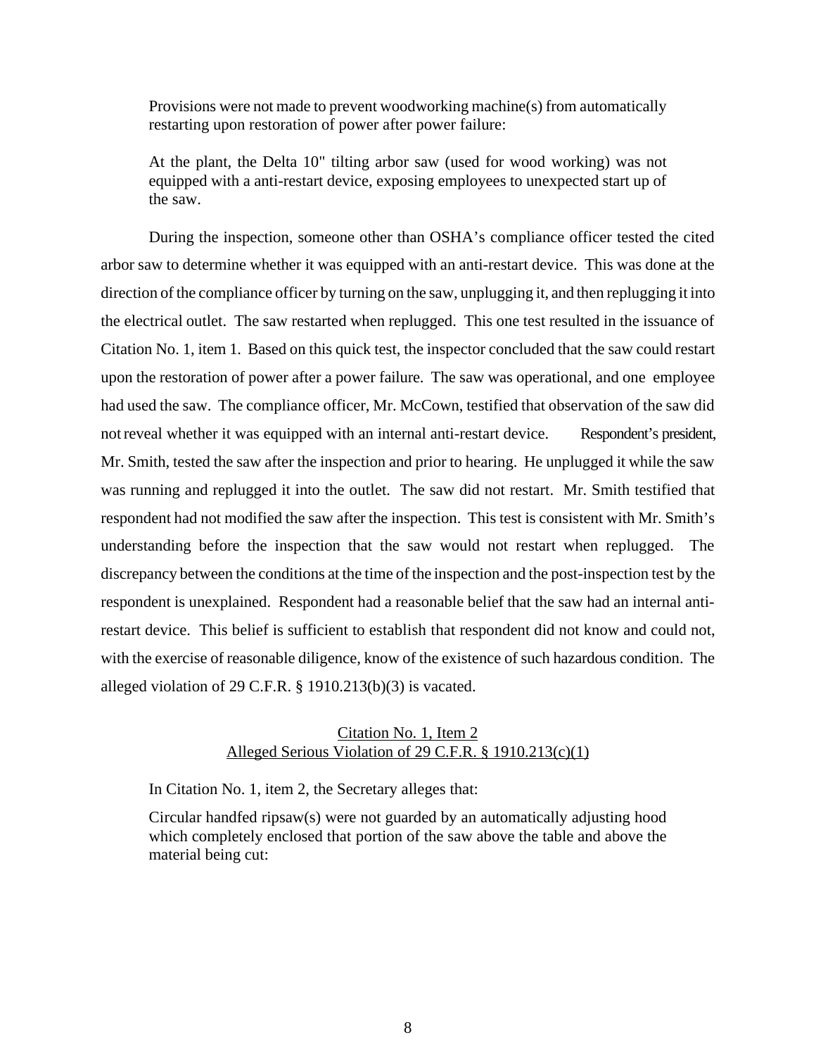> Provisions were not made to prevent woodworking machine(s) from automatically restarting upon restoration of power after power failure:
>
> At the plant, the Delta 10" tilting arbor saw (used for wood working) was not equipped with a anti-restart device, exposing employees to unexpected start up of the saw.

During the inspection, someone other than OSHA's compliance officer tested the cited arbor saw to determine whether it was equipped with an anti-restart device. This was done at the direction of the compliance officer by turning on the saw, unplugging it, and then replugging it into the electrical outlet. The saw restarted when replugged. This one test resulted in the issuance of Citation No. 1, item 1. Based on this quick test, the inspector concluded that the saw could restart upon the restoration of power after a power failure. The saw was operational, and one employee had used the saw. The compliance officer, Mr. McCown, testified that observation of the saw did not reveal whether it was equipped with an internal anti-restart device. Respondent's president, Mr. Smith, tested the saw after the inspection and prior to hearing. He unplugged it while the saw was running and replugged it into the outlet. The saw did not restart. Mr. Smith testified that respondent had not modified the saw after the inspection. This test is consistent with Mr. Smith's understanding before the inspection that the saw would not restart when replugged. The discrepancy between the conditions at the time of the inspection and the post-inspection test by the respondent is unexplained. Respondent had a reasonable belief that the saw had an internal anti-restart device. This belief is sufficient to establish that respondent did not know and could not, with the exercise of reasonable diligence, know of the existence of such hazardous condition. The alleged violation of 29 C.F.R. § 1910.213(b)(3) is vacated.

<u>Citation No. 1, Item 2</u>
<u>Alleged Serious Violation of 29 C.F.R. § 1910.213(c)(1)</u>

In Citation No. 1, item 2, the Secretary alleges that:

> Circular handfed ripsaw(s) were not guarded by an automatically adjusting hood which completely enclosed that portion of the saw above the table and above the material being cut: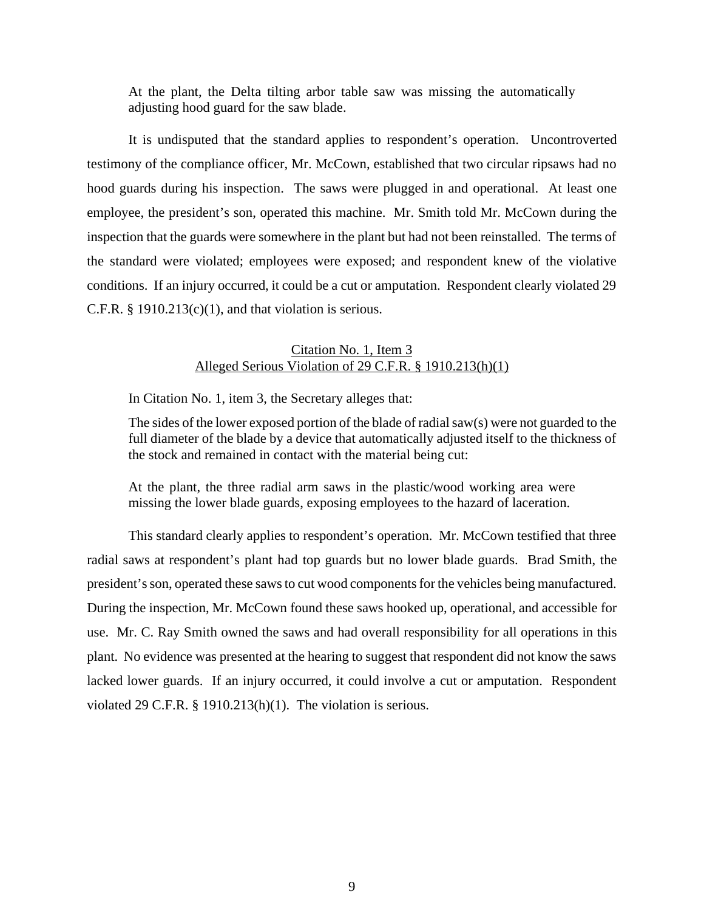At the plant, the Delta tilting arbor table saw was missing the automatically adjusting hood guard for the saw blade.

It is undisputed that the standard applies to respondent's operation. Uncontroverted testimony of the compliance officer, Mr. McCown, established that two circular ripsaws had no hood guards during his inspection. The saws were plugged in and operational. At least one employee, the president's son, operated this machine. Mr. Smith told Mr. McCown during the inspection that the guards were somewhere in the plant but had not been reinstalled. The terms of the standard were violated; employees were exposed; and respondent knew of the violative conditions. If an injury occurred, it could be a cut or amputation. Respondent clearly violated 29 C.F.R. § 1910.213(c)(1), and that violation is serious.

<u>Citation No. 1, Item 3</u>
<u>Alleged Serious Violation of 29 C.F.R. § 1910.213(h)(1)</u>

In Citation No. 1, item 3, the Secretary alleges that:

The sides of the lower exposed portion of the blade of radial saw(s) were not guarded to the full diameter of the blade by a device that automatically adjusted itself to the thickness of the stock and remained in contact with the material being cut:

At the plant, the three radial arm saws in the plastic/wood working area were missing the lower blade guards, exposing employees to the hazard of laceration.

This standard clearly applies to respondent's operation. Mr. McCown testified that three radial saws at respondent's plant had top guards but no lower blade guards. Brad Smith, the president's son, operated these saws to cut wood components for the vehicles being manufactured. During the inspection, Mr. McCown found these saws hooked up, operational, and accessible for use. Mr. C. Ray Smith owned the saws and had overall responsibility for all operations in this plant. No evidence was presented at the hearing to suggest that respondent did not know the saws lacked lower guards. If an injury occurred, it could involve a cut or amputation. Respondent violated 29 C.F.R. § 1910.213(h)(1). The violation is serious.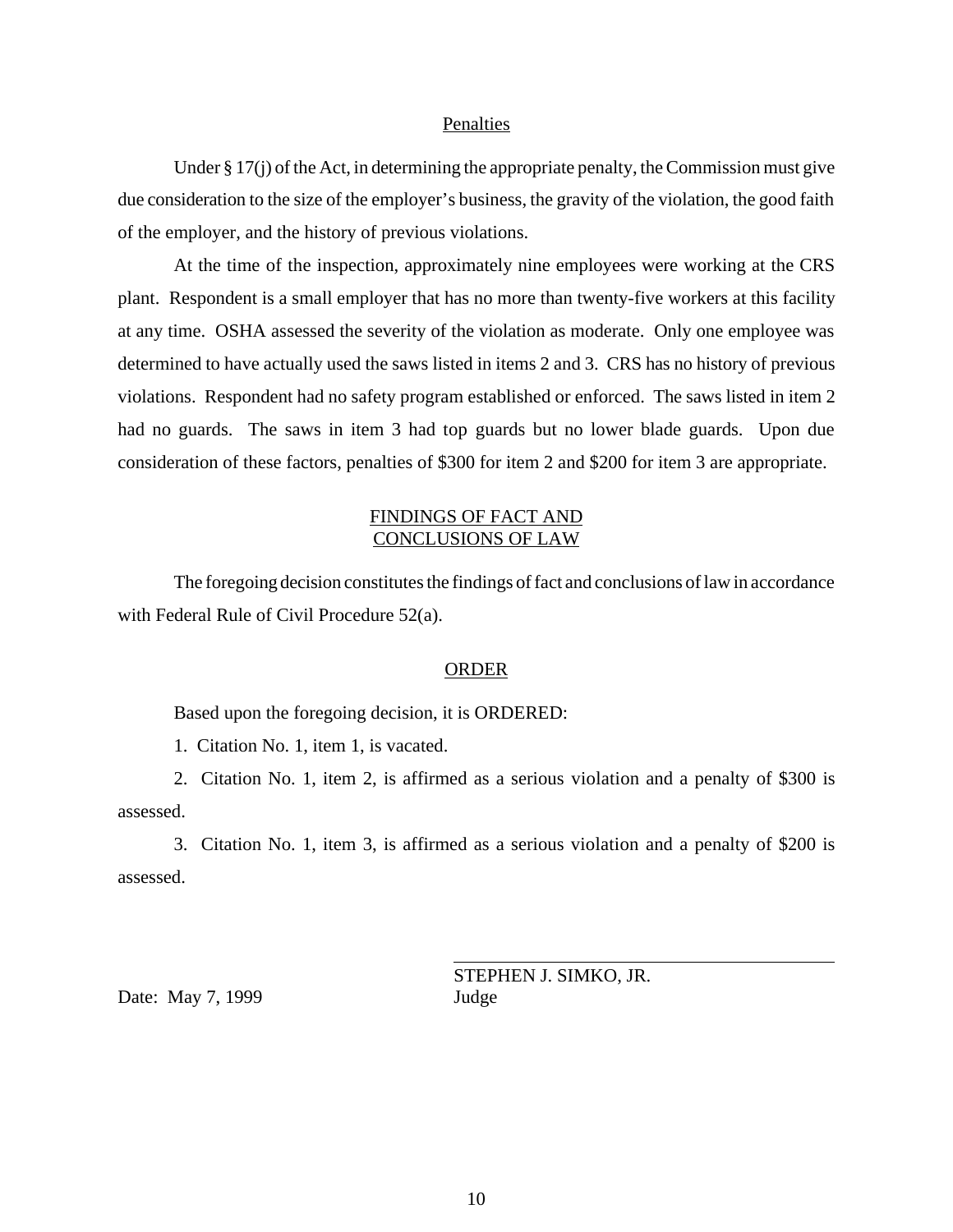## Penalties

Under § 17(j) of the Act, in determining the appropriate penalty, the Commission must give due consideration to the size of the employer's business, the gravity of the violation, the good faith of the employer, and the history of previous violations.

At the time of the inspection, approximately nine employees were working at the CRS plant. Respondent is a small employer that has no more than twenty-five workers at this facility at any time. OSHA assessed the severity of the violation as moderate. Only one employee was determined to have actually used the saws listed in items 2 and 3. CRS has no history of previous violations. Respondent had no safety program established or enforced. The saws listed in item 2 had no guards. The saws in item 3 had top guards but no lower blade guards. Upon due consideration of these factors, penalties of $300 for item 2 and $200 for item 3 are appropriate.

## FINDINGS OF FACT AND CONCLUSIONS OF LAW

The foregoing decision constitutes the findings of fact and conclusions of law in accordance with Federal Rule of Civil Procedure 52(a).

## ORDER

Based upon the foregoing decision, it is ORDERED:

1. Citation No. 1, item 1, is vacated.

2. Citation No. 1, item 2, is affirmed as a serious violation and a penalty of $300 is assessed.

3. Citation No. 1, item 3, is affirmed as a serious violation and a penalty of $200 is assessed.

STEPHEN J. SIMKO, JR.
Judge

Date: May 7, 1999